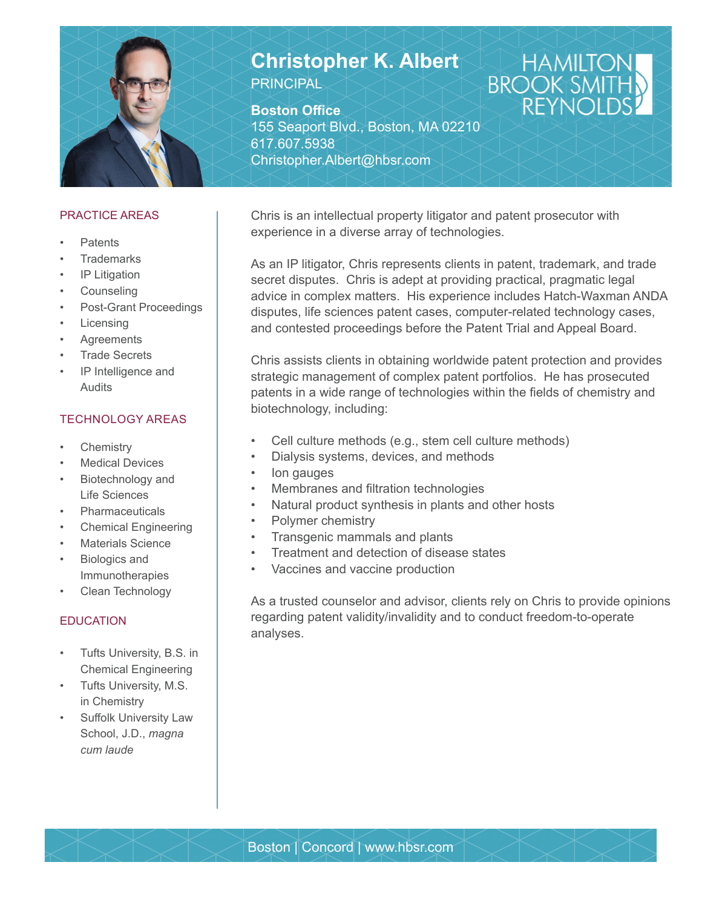# Christopher K. Albert

PRINCIPAL

**Boston Office**
155 Seaport Blvd., Boston, MA 02210
617.607.5938
Christopher.Albert@hbsr.com

HAMILTON BROOK SMITH REYNOLDS

## PRACTICE AREAS

- Patents
- Trademarks
- IP Litigation
- Counseling
- Post-Grant Proceedings
- Licensing
- Agreements
- Trade Secrets
- IP Intelligence and Audits

## TECHNOLOGY AREAS

- Chemistry
- Medical Devices
- Biotechnology and Life Sciences
- Pharmaceuticals
- Chemical Engineering
- Materials Science
- Biologics and Immunotherapies
- Clean Technology

## EDUCATION

- Tufts University, B.S. in Chemical Engineering
- Tufts University, M.S. in Chemistry
- Suffolk University Law School, J.D., *magna cum laude*

Chris is an intellectual property litigator and patent prosecutor with experience in a diverse array of technologies.

As an IP litigator, Chris represents clients in patent, trademark, and trade secret disputes. Chris is adept at providing practical, pragmatic legal advice in complex matters. His experience includes Hatch-Waxman ANDA disputes, life sciences patent cases, computer-related technology cases, and contested proceedings before the Patent Trial and Appeal Board.

Chris assists clients in obtaining worldwide patent protection and provides strategic management of complex patent portfolios. He has prosecuted patents in a wide range of technologies within the fields of chemistry and biotechnology, including:

- Cell culture methods (e.g., stem cell culture methods)
- Dialysis systems, devices, and methods
- Ion gauges
- Membranes and filtration technologies
- Natural product synthesis in plants and other hosts
- Polymer chemistry
- Transgenic mammals and plants
- Treatment and detection of disease states
- Vaccines and vaccine production

As a trusted counselor and advisor, clients rely on Chris to provide opinions regarding patent validity/invalidity and to conduct freedom-to-operate analyses.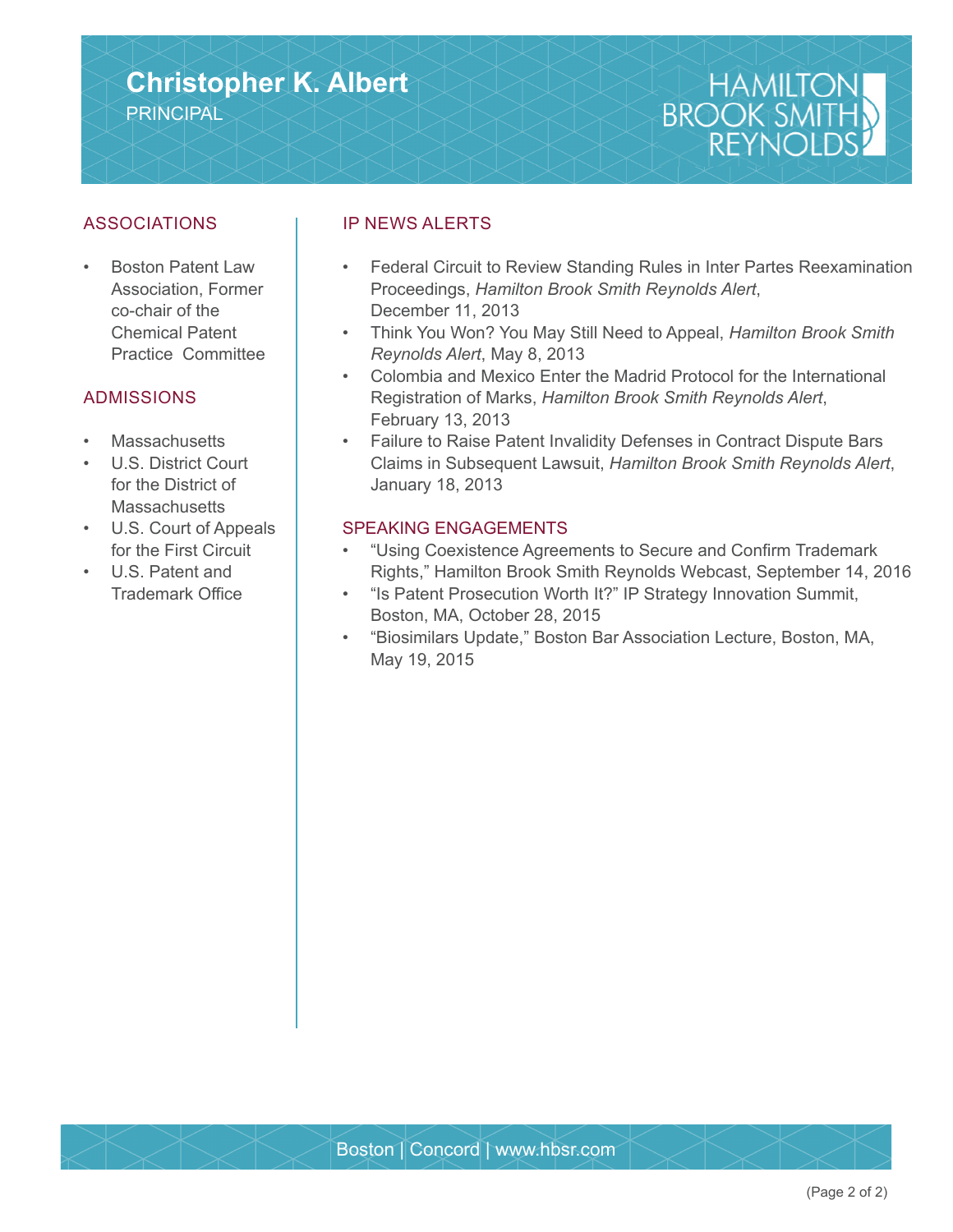# Christopher K. Albert

PRINCIPAL

HAMILTON BROOK SMITH REYNOLDS

## ASSOCIATIONS

- Boston Patent Law Association, Former co-chair of the Chemical Patent Practice Committee

## ADMISSIONS

- Massachusetts
- U.S. District Court for the District of Massachusetts
- U.S. Court of Appeals for the First Circuit
- U.S. Patent and Trademark Office

## IP NEWS ALERTS

- Federal Circuit to Review Standing Rules in Inter Partes Reexamination Proceedings, *Hamilton Brook Smith Reynolds Alert*, December 11, 2013
- Think You Won? You May Still Need to Appeal, *Hamilton Brook Smith Reynolds Alert*, May 8, 2013
- Colombia and Mexico Enter the Madrid Protocol for the International Registration of Marks, *Hamilton Brook Smith Reynolds Alert*, February 13, 2013
- Failure to Raise Patent Invalidity Defenses in Contract Dispute Bars Claims in Subsequent Lawsuit, *Hamilton Brook Smith Reynolds Alert*, January 18, 2013

## SPEAKING ENGAGEMENTS

- "Using Coexistence Agreements to Secure and Confirm Trademark Rights," Hamilton Brook Smith Reynolds Webcast, September 14, 2016
- "Is Patent Prosecution Worth It?" IP Strategy Innovation Summit, Boston, MA, October 28, 2015
- "Biosimilars Update," Boston Bar Association Lecture, Boston, MA, May 19, 2015

Boston | Concord | www.hbsr.com